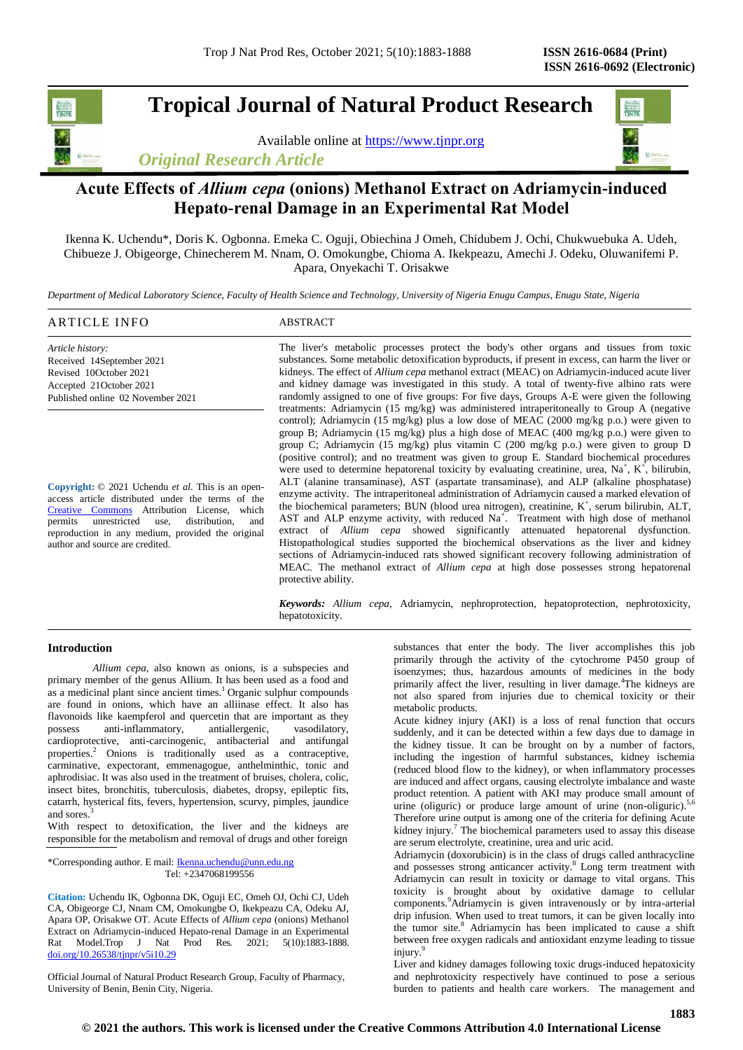# Tropical Journal of Natural Product Research

Available online at https://www.tjnpr.org

*Original Research Article*

## Acute Effects of *Allium cepa* (onions) Methanol Extract on Adriamycin-induced Hepato-renal Damage in an Experimental Rat Model

Ikenna K. Uchendu*, Doris K. Ogbonna. Emeka C. Oguji, Obiechina J Omeh, Chidubem J. Ochi, Chukwuebuka A. Udeh, Chibueze J. Obigeorge, Chinecherem M. Nnam, O. Omokungbe, Chioma A. Ikekpeazu, Amechi J. Odeku, Oluwanifemi P. Apara, Onyekachi T. Orisakwe

*Department of Medical Laboratory Science, Faculty of Health Science and Technology, University of Nigeria Enugu Campus, Enugu State, Nigeria*

### ARTICLE INFO

*Article history:*
Received 14September 2021
Revised 10October 2021
Accepted 21October 2021
Published online 02 November 2021

**Copyright:** © 2021 Uchendu *et al*. This is an open-access article distributed under the terms of the Creative Commons Attribution License, which permits unrestricted use, distribution, and reproduction in any medium, provided the original author and source are credited.

### ABSTRACT

The liver's metabolic processes protect the body's other organs and tissues from toxic substances. Some metabolic detoxification byproducts, if present in excess, can harm the liver or kidneys. The effect of *Allium cepa* methanol extract (MEAC) on Adriamycin-induced acute liver and kidney damage was investigated in this study. A total of twenty-five albino rats were randomly assigned to one of five groups: For five days, Groups A-E were given the following treatments: Adriamycin (15 mg/kg) was administered intraperitoneally to Group A (negative control); Adriamycin (15 mg/kg) plus a low dose of MEAC (2000 mg/kg p.o.) were given to group B; Adriamycin (15 mg/kg) plus a high dose of MEAC (400 mg/kg p.o.) were given to group C; Adriamycin (15 mg/kg) plus vitamin C (200 mg/kg p.o.) were given to group D (positive control); and no treatment was given to group E. Standard biochemical procedures were used to determine hepatorenal toxicity by evaluating creatinine, urea, $Na^+$, $K^+$, bilirubin, ALT (alanine transaminase), AST (aspartate transaminase), and ALP (alkaline phosphatase) enzyme activity. The intraperitoneal administration of Adriamycin caused a marked elevation of the biochemical parameters; BUN (blood urea nitrogen), creatinine, $K^+$, serum bilirubin, ALT, AST and ALP enzyme activity, with reduced $Na^+$. Treatment with high dose of methanol extract of *Allium cepa* showed significantly attenuated hepatorenal dysfunction. Histopathological studies supported the biochemical observations as the liver and kidney sections of Adriamycin-induced rats showed significant recovery following administration of MEAC. The methanol extract of *Allium cepa* at high dose possesses strong hepatorenal protective ability.

***Keywords:*** *Allium cepa*, Adriamycin, nephroprotection, hepatoprotection, nephrotoxicity, hepatotoxicity.

## Introduction

*Allium cepa*, also known as onions, is a subspecies and primary member of the genus Allium. It has been used as a food and as a medicinal plant since ancient times.[1] Organic sulphur compounds are found in onions, which have an alliinase effect. It also has flavonoids like kaempferol and quercetin that are important as they possess anti-inflammatory, antiallergenic, vasodilatory, cardioprotective, anti-carcinogenic, antibacterial and antifungal properties.[2] Onions is traditionally used as a contraceptive, carminative, expectorant, emmenagogue, anthelminthic, tonic and aphrodisiac. It was also used in the treatment of bruises, cholera, colic, insect bites, bronchitis, tuberculosis, diabetes, dropsy, epileptic fits, catarrh, hysterical fits, fevers, hypertension, scurvy, pimples, jaundice and sores.[3]

With respect to detoxification, the liver and the kidneys are responsible for the metabolism and removal of drugs and other foreign substances that enter the body. The liver accomplishes this job primarily through the activity of the cytochrome P450 group of isoenzymes; thus, hazardous amounts of medicines in the body primarily affect the liver, resulting in liver damage.[4] The kidneys are not also spared from injuries due to chemical toxicity or their metabolic products.

Acute kidney injury (AKI) is a loss of renal function that occurs suddenly, and it can be detected within a few days due to damage in the kidney tissue. It can be brought on by a number of factors, including the ingestion of harmful substances, kidney ischemia (reduced blood flow to the kidney), or when inflammatory processes are induced and affect organs, causing electrolyte imbalance and waste product retention. A patient with AKI may produce small amount of urine (oliguric) or produce large amount of urine (non-oliguric).[5,6] Therefore urine output is among one of the criteria for defining Acute kidney injury.[7] The biochemical parameters used to assay this disease are serum electrolyte, creatinine, urea and uric acid.

Adriamycin (doxorubicin) is in the class of drugs called anthracycline and possesses strong anticancer activity.[8] Long term treatment with Adriamycin can result in toxicity or damage to vital organs. This toxicity is brought about by oxidative damage to cellular components.[9] Adriamycin is given intravenously or by intra-arterial drip infusion. When used to treat tumors, it can be given locally into the tumor site.[8] Adriamycin has been implicated to cause a shift between free oxygen radicals and antioxidant enzyme leading to tissue injury.[9]

Liver and kidney damages following toxic drugs-induced hepatoxicity and nephrotoxicity respectively have continued to pose a serious burden to patients and health care workers. The management and

*Corresponding author. E mail: Ikenna.uchendu@unn.edu.ng
Tel: +2347068199556

**Citation:** Uchendu IK, Ogbonna DK, Oguji EC, Omeh OJ, Ochi CJ, Udeh CA, Obigeorge CJ, Nnam CM, Omokungbe O, Ikekpeazu CA, Odeku AJ, Apara OP, Orisakwe OT. Acute Effects of *Allium cepa* (onions) Methanol Extract on Adriamycin-induced Hepato-renal Damage in an Experimental Rat Model. Trop J Nat Prod Res. 2021; 5(10):1883-1888. doi.org/10.26538/tjnpr/v5i10.29

Official Journal of Natural Product Research Group, Faculty of Pharmacy, University of Benin, Benin City, Nigeria.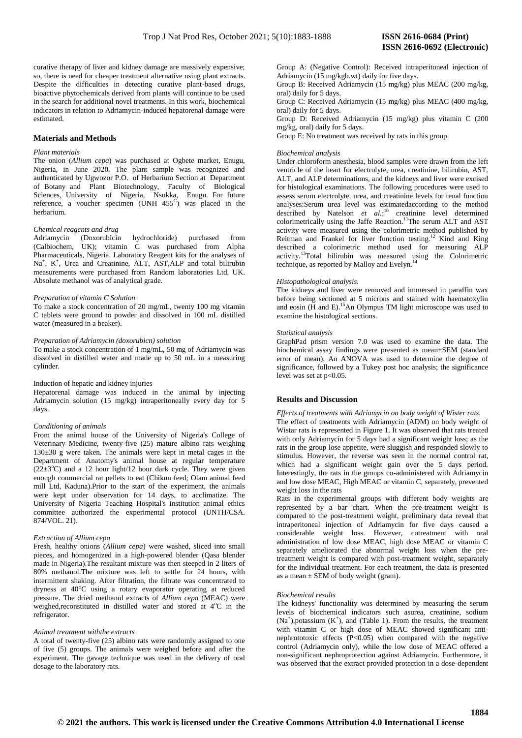curative therapy of liver and kidney damage are massively expensive; so, there is need for cheaper treatment alternative using plant extracts. Despite the difficulties in detecting curative plant-based drugs, bioactive phytochemicals derived from plants will continue to be used in the search for additional novel treatments. In this work, biochemical indicators in relation to Adriamycin-induced hepatorenal damage were estimated.

## Materials and Methods

*Plant materials*

The onion (*Allium cepa*) was purchased at Ogbete market, Enugu, Nigeria, in June 2020. The plant sample was recognized and authenticated by Ugwozor P.O. of Herbarium Section at Department of Botany and Plant Biotechnology, Faculty of Biological Sciences, University of Nigeria, Nsukka, Enugu. For future reference, a voucher specimen (UNH $455^{C}$) was placed in the herbarium.

*Chemical reagents and drug*

Adriamycin (Doxorubicin hydrochloride) purchased from (Calbiochem, UK); vitamin C was purchased from Alpha Pharmaceuticals, Nigeria. Laboratory Reagent kits for the analyses of $Na^+$, $K^+$, Urea and Creatinine, ALT, AST,ALP and total bilirubin measurements were purchased from Random laboratories Ltd, UK. Absolute methanol was of analytical grade.

*Preparation of vitamin C Solution*

To make a stock concentration of 20 mg/mL, twenty 100 mg vitamin C tablets were ground to powder and dissolved in 100 mL distilled water (measured in a beaker).

*Preparation of Adriamycin (doxorubicn) solution*

To make a stock concentration of 1 mg/mL, 50 mg of Adriamycin was dissolved in distilled water and made up to 50 mL in a measuring cylinder.

Induction of hepatic and kidney injuries

Hepatorenal damage was induced in the animal by injecting Adriamycin solution (15 mg/kg) intraperitoneally every day for 5 days.

*Conditioning of animals*

From the animal house of the University of Nigeria's College of Veterinary Medicine, twenty-five (25) mature albino rats weighing 130±30 g were taken. The animals were kept in metal cages in the Department of Anatomy's animal house at regular temperature (22±3°C) and a 12 hour light/12 hour dark cycle. They were given enough commercial rat pellets to eat (Chikun feed; Olam animal feed mill Ltd, Kaduna).Prior to the start of the experiment, the animals were kept under observation for 14 days, to acclimatize. The University of Nigeria Teaching Hospital's institution animal ethics committee authorized the experimental protocol (UNTH/CSA. 874/VOL. 21).

*Extraction of Allium cepa*

Fresh, healthy onions (*Allium cepa*) were washed, sliced into small pieces, and homogenized in a high-powered blender (Qasa blender made in Nigeria).The resultant mixture was then steeped in 2 liters of 80% methanol.The mixture was left to settle for 24 hours, with intermittent shaking. After filtration, the filtrate was concentrated to dryness at 40°C using a rotary evaporator operating at reduced pressure. The dried methanol extracts of *Allium cepa* (MEAC) were weighed,reconstituted in distilled water and stored at 4°C in the refrigerator.

*Animal treatment withthe extracts*

A total of twenty-five (25) albino rats were randomly assigned to one of five (5) groups. The animals were weighed before and after the experiment. The gavage technique was used in the delivery of oral dosage to the laboratory rats.

Group A: (Negative Control): Received intraperitoneal injection of Adriamycin (15 mg/kgb.wt) daily for five days.

Group B: Received Adriamycin (15 mg/kg) plus MEAC (200 mg/kg, oral) daily for 5 days.

Group C: Received Adriamycin (15 mg/kg) plus MEAC (400 mg/kg, oral) daily for 5 days.

Group D: Received Adriamycin (15 mg/kg) plus vitamin C (200 mg/kg, oral) daily for 5 days.

Group E: No treatment was received by rats in this group.

*Biochemical analysis*

Under chloroform anesthesia, blood samples were drawn from the left ventricle of the heart for electrolyte, urea, creatinine, bilirubin, AST, ALT, and ALP determinations, and the kidneys and liver were excised for histological examinations. The following procedures were used to assess serum electrolyte, urea, and creatinine levels for renal function analyses:Serum urea level was estimatedaccording to the method described by Natelson *et al*.;[10] creatinine level determined colorimetrically using the Jaffe Reaction.[11]The serum ALT and AST activity were measured using the colorimetric method published by Reitman and Frankel for liver function testing.[12] Kind and King described a colorimetric method used for measuring ALP activity.[13]Total bilirubin was measured using the Colorimetric technique, as reported by Malloy and Evelyn.[14]

*Histopathological analysis.*

The kidneys and liver were removed and immersed in paraffin wax before being sectioned at 5 microns and stained with haematoxylin and eosin (H and E).[15]An Olympus TM light microscope was used to examine the histological sections.

*Statistical analysis*

GraphPad prism version 7.0 was used to examine the data. The biochemical assay findings were presented as mean±SEM (standard error of mean). An ANOVA was used to determine the degree of significance, followed by a Tukey post hoc analysis; the significance level was set at $p<0.05$.

## Results and Discussion

*Effects of treatments with Adriamycin on body weight of Wister rats.*

The effect of treatments with Adriamycin (ADM) on body weight of Wistar rats is represented in Figure 1. It was observed that rats treated with only Adriamycin for 5 days had a significant weight loss; as the rats in the group lose appetite, were sluggish and responded slowly to stimulus. However, the reverse was seen in the normal control rat, which had a significant weight gain over the 5 days period. Interestingly, the rats in the groups co-administered with Adriamycin and low dose MEAC, High MEAC or vitamin C, separately, prevented weight loss in the rats

Rats in the experimental groups with different body weights are represented by a bar chart. When the pre-treatment weight is compared to the post-treatment weight, preliminary data reveal that intraperitoneal injection of Adriamycin for five days caused a considerable weight loss. However, cotreatment with oral administration of low dose MEAC, high dose MEAC or vitamin C separately ameliorated the abnormal weight loss when the pre-treatment weight is compared with post-treatment weight, separately for the individual treatment. For each treatment, the data is presented as a mean ± SEM of body weight (gram).

*Biochemical results*

The kidneys' functionality was determined by measuring the serum levels of biochemical indicators such asurea, creatinine, sodium ($Na^+$),potassium ($K^+$), and (Table 1). From the results, the treatment with vitamin C or high dose of MEAC showed significant anti-nephrototoxic effects ($P<0.05$) when compared with the negative control (Adriamycin only), while the low dose of MEAC offered a non-significant nephroprotection against Adriamycin. Furthermore, it was observed that the extract provided protection in a dose-dependent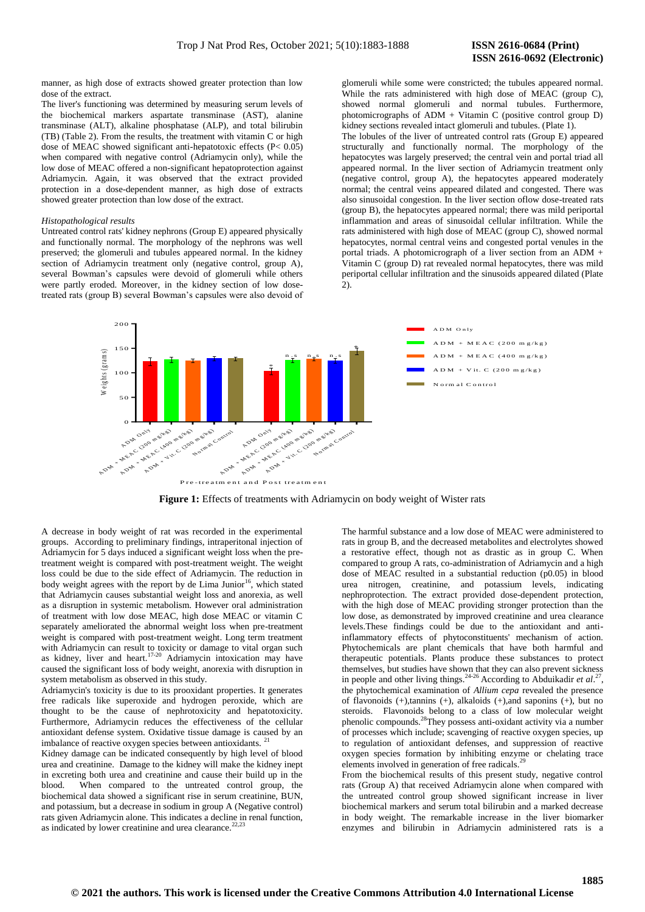manner, as high dose of extracts showed greater protection than low dose of the extract.

The liver's functioning was determined by measuring serum levels of the biochemical markers aspartate transminase (AST), alanine transminase (ALT), alkaline phosphatase (ALP), and total bilirubin (TB) (Table 2). From the results, the treatment with vitamin C or high dose of MEAC showed significant anti-hepatotoxic effects ($P < 0.05$) when compared with negative control (Adriamycin only), while the low dose of MEAC offered a non-significant hepatoprotection against Adriamycin. Again, it was observed that the extract provided protection in a dose-dependent manner, as high dose of extracts showed greater protection than low dose of the extract.

*Histopathological results*

Untreated control rats' kidney nephrons (Group E) appeared physically and functionally normal. The morphology of the nephrons was well preserved; the glomeruli and tubules appeared normal. In the kidney section of Adriamycin treatment only (negative control, group A), several Bowman's capsules were devoid of glomeruli while others were partly eroded. Moreover, in the kidney section of low dose-treated rats (group B) several Bowman's capsules were also devoid of glomeruli while some were constricted; the tubules appeared normal. While the rats administered with high dose of MEAC (group C), showed normal glomeruli and normal tubules. Furthermore, photomicrographs of ADM + Vitamin C (positive control group D) kidney sections revealed intact glomeruli and tubules. (Plate 1).

The lobules of the liver of untreated control rats (Group E) appeared structurally and functionally normal. The morphology of the hepatocytes was largely preserved; the central vein and portal triad all appeared normal. In the liver section of Adriamycin treatment only (negative control, group A), the hepatocytes appeared moderately normal; the central veins appeared dilated and congested. There was also sinusoidal congestion. In the liver section oflow dose-treated rats (group B), the hepatocytes appeared normal; there was mild periportal inflammation and areas of sinusoidal cellular infiltration. While the rats administered with high dose of MEAC (group C), showed normal hepatocytes, normal central veins and congested portal venules in the portal triads. A photomicrograph of a liver section from an ADM + Vitamin C (group D) rat revealed normal hepatocytes, there was mild periportal cellular infiltration and the sinusoids appeared dilated (Plate 2).

**Figure 1:** Effects of treatments with Adriamycin on body weight of Wister rats

A decrease in body weight of rat was recorded in the experimental groups. According to preliminary findings, intraperitonal injection of Adriamycin for 5 days induced a significant weight loss when the pre-treatment weight is compared with post-treatment weight. The weight loss could be due to the side effect of Adriamycin. The reduction in body weight agrees with the report by de Lima Junior[16], which stated that Adriamycin causes substantial weight loss and anorexia, as well as a disruption in systemic metabolism. However oral administration of treatment with low dose MEAC, high dose MEAC or vitamin C separately ameliorated the abnormal weight loss when pre-treatment weight is compared with post-treatment weight. Long term treatment with Adriamycin can result to toxicity or damage to vital organ such as kidney, liver and heart.[17-20] Adriamycin intoxication may have caused the significant loss of body weight, anorexia with disruption in system metabolism as observed in this study.

Adriamycin's toxicity is due to its prooxidant properties. It generates free radicals like superoxide and hydrogen peroxide, which are thought to be the cause of nephrotoxicity and hepatotoxicity. Furthermore, Adriamycin reduces the effectiveness of the cellular antioxidant defense system. Oxidative tissue damage is caused by an imbalance of reactive oxygen species between antioxidants. [21]

Kidney damage can be indicated consequently by high level of blood urea and creatinine. Damage to the kidney will make the kidney inept in excreting both urea and creatinine and cause their build up in the blood. When compared to the untreated control group, the biochemical data showed a significant rise in serum creatinine, BUN, and potassium, but a decrease in sodium in group A (Negative control) rats given Adriamycin alone. This indicates a decline in renal function, as indicated by lower creatinine and urea clearance.[22,23]

The harmful substance and a low dose of MEAC were administered to rats in group B, and the decreased metabolites and electrolytes showed a restorative effect, though not as drastic as in group C. When compared to group A rats, co-administration of Adriamycin and a high dose of MEAC resulted in a substantial reduction (p0.05) in blood urea nitrogen, creatinine, and potassium levels, indicating nephroprotection. The extract provided dose-dependent protection, with the high dose of MEAC providing stronger protection than the low dose, as demonstrated by improved creatinine and urea clearance levels.These findings could be due to the antioxidant and anti-inflammatory effects of phytoconstituents' mechanism of action. Phytochemicals are plant chemicals that have both harmful and therapeutic potentials. Plants produce these substances to protect themselves, but studies have shown that they can also prevent sickness in people and other living things.[24-26] According to Abduikadir *et al*.[27], the phytochemical examination of *Allium cepa* revealed the presence of flavonoids (+),tannins (+), alkaloids (+),and saponins (+), but no steroids. Flavonoids belong to a class of low molecular weight phenolic compounds.[28]They possess anti-oxidant activity via a number of processes which include; scavenging of reactive oxygen species, up to regulation of antioxidant defenses, and suppression of reactive oxygen species formation by inhibiting enzyme or chelating trace elements involved in generation of free radicals.[29]

From the biochemical results of this present study, negative control rats (Group A) that received Adriamycin alone when compared with the untreated control group showed significant increase in liver biochemical markers and serum total bilirubin and a marked decrease in body weight. The remarkable increase in the liver biomarker enzymes and bilirubin in Adriamycin administered rats is a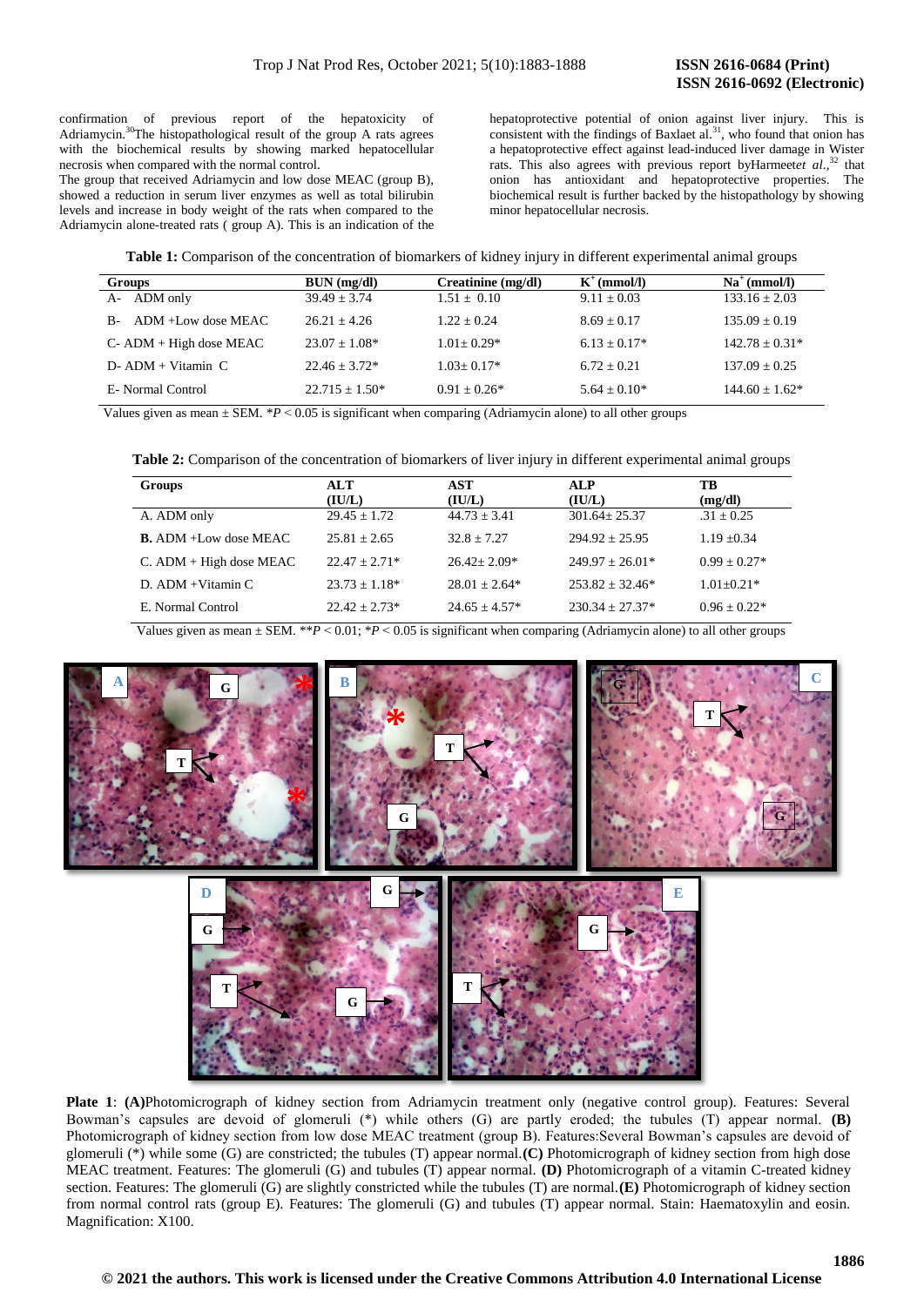confirmation of previous report of the hepatoxicity of Adriamycin.[30] The histopathological result of the group A rats agrees with the biochemical results by showing marked hepatocellular necrosis when compared with the normal control.

The group that received Adriamycin and low dose MEAC (group B), showed a reduction in serum liver enzymes as well as total bilirubin levels and increase in body weight of the rats when compared to the Adriamycin alone-treated rats ( group A). This is an indication of the hepatoprotective potential of onion against liver injury. This is consistent with the findings of Baxlaet al.[31], who found that onion has a hepatoprotective effect against lead-induced liver damage in Wister rats. This also agrees with previous report byHarmeet*et al.*,[32] that onion has antioxidant and hepatoprotective properties. The biochemical result is further backed by the histopathology by showing minor hepatocellular necrosis.

**Table 1:** Comparison of the concentration of biomarkers of kidney injury in different experimental animal groups

| Groups | BUN (mg/dl) | Creatinine (mg/dl) | $K^+$ (mmol/l) | $Na^+$ (mmol/l) |
|---|---|---|---|---|
| A- ADM only | 39.49 ± 3.74 | 1.51 ± 0.10 | 9.11 ± 0.03 | 133.16 ± 2.03 |
| B- ADM +Low dose MEAC | 26.21 ± 4.26 | 1.22 ± 0.24 | 8.69 ± 0.17 | 135.09 ± 0.19 |
| C- ADM + High dose MEAC | 23.07 ± 1.08* | 1.01± 0.29* | 6.13 ± 0.17* | 142.78 ± 0.31* |
| D- ADM + Vitamin C | 22.46 ± 3.72* | 1.03± 0.17* | 6.72 ± 0.21 | 137.09 ± 0.25 |
| E- Normal Control | 22.715 ± 1.50* | 0.91 ± 0.26* | 5.64 ± 0.10* | 144.60 ± 1.62* |

Values given as mean ± SEM. $*P < 0.05$ is significant when comparing (Adriamycin alone) to all other groups

**Table 2:** Comparison of the concentration of biomarkers of liver injury in different experimental animal groups

| Groups | ALT (IU/L) | AST (IU/L) | ALP (IU/L) | TB (mg/dl) |
|---|---|---|---|---|
| A. ADM only | 29.45 ± 1.72 | 44.73 ± 3.41 | 301.64± 25.37 | .31 ± 0.25 |
| **B.** ADM +Low dose MEAC | 25.81 ± 2.65 | 32.8 ± 7.27 | 294.92 ± 25.95 | 1.19 ±0.34 |
| C. ADM + High dose MEAC | 22.47 ± 2.71* | 26.42± 2.09* | 249.97 ± 26.01* | 0.99 ± 0.27* |
| D. ADM +Vitamin C | 23.73 ± 1.18* | 28.01 ± 2.64* | 253.82 ± 32.46* | 1.01±0.21* |
| E. Normal Control | 22.42 ± 2.73* | 24.65 ± 4.57* | 230.34 ± 27.37* | 0.96 ± 0.22* |

Values given as mean ± SEM. $**P < 0.01$; $*P < 0.05$ is significant when comparing (Adriamycin alone) to all other groups

**Plate 1**: **(A)**Photomicrograph of kidney section from Adriamycin treatment only (negative control group). Features: Several Bowman's capsules are devoid of glomeruli (*) while others (G) are partly eroded; the tubules (T) appear normal. **(B)** Photomicrograph of kidney section from low dose MEAC treatment (group B). Features:Several Bowman's capsules are devoid of glomeruli (*) while some (G) are constricted; the tubules (T) appear normal.**(C)** Photomicrograph of kidney section from high dose MEAC treatment. Features: The glomeruli (G) and tubules (T) appear normal. **(D)** Photomicrograph of a vitamin C-treated kidney section. Features: The glomeruli (G) are slightly constricted while the tubules (T) are normal.**(E)** Photomicrograph of kidney section from normal control rats (group E). Features: The glomeruli (G) and tubules (T) appear normal. Stain: Haematoxylin and eosin. Magnification: X100.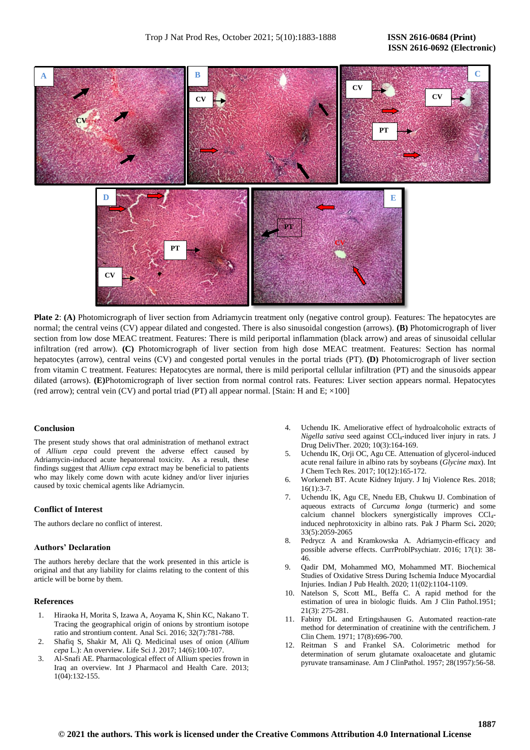**Plate 2**: **(A)** Photomicrograph of liver section from Adriamycin treatment only (negative control group). Features: The hepatocytes are normal; the central veins (CV) appear dilated and congested. There is also sinusoidal congestion (arrows). **(B)** Photomicrograph of liver section from low dose MEAC treatment. Features: There is mild periportal inflammation (black arrow) and areas of sinusoidal cellular infiltration (red arrow). **(C)** Photomicrograph of liver section from high dose MEAC treatment. Features: Section has normal hepatocytes (arrow), central veins (CV) and congested portal venules in the portal triads (PT). **(D)** Photomicrograph of liver section from vitamin C treatment. Features: Hepatocytes are normal, there is mild periportal cellular infiltration (PT) and the sinusoids appear dilated (arrows). **(E)**Photomicrograph of liver section from normal control rats. Features: Liver section appears normal. Hepatocytes (red arrow); central vein (CV) and portal triad (PT) all appear normal. [Stain: H and E; ×100]

## Conclusion

The present study shows that oral administration of methanol extract of *Allium cepa* could prevent the adverse effect caused by Adriamycin-induced acute hepatorenal toxicity. As a result, these findings suggest that *Allium cepa* extract may be beneficial to patients who may likely come down with acute kidney and/or liver injuries caused by toxic chemical agents like Adriamycin.

## Conflict of Interest

The authors declare no conflict of interest.

## Authors' Declaration

The authors hereby declare that the work presented in this article is original and that any liability for claims relating to the content of this article will be borne by them.

## References

1. Hiraoka H, Morita S, Izawa A, Aoyama K, Shin KC, Nakano T. Tracing the geographical origin of onions by strontium isotope ratio and strontium content. Anal Sci. 2016; 32(7):781-788.
2. Shafiq S, Shakir M, Ali Q. Medicinal uses of onion (*Allium cepa* L.): An overview. Life Sci J. 2017; 14(6):100-107.
3. Al-Snafi AE. Pharmacological effect of Allium species frown in Iraq an overview. Int J Pharmacol and Health Care. 2013; 1(04):132-155.
4. Uchendu IK. Ameliorative effect of hydroalcoholic extracts of *Nigella sativa* seed against $CCl_4$-induced liver injury in rats. J Drug DelivTher. 2020; 10(3):164-169.
5. Uchendu IK, Orji OC, Agu CE. Attenuation of glycerol-induced acute renal failure in albino rats by soybeans (*Glycine max*). Int J Chem Tech Res. 2017; 10(12):165-172.
6. Workeneh BT. Acute Kidney Injury. J Inj Violence Res. 2018; 16(1):3-7.
7. Uchendu IK, Agu CE, Nnedu EB, Chukwu IJ. Combination of aqueous extracts of *Curcuma longa* (turmeric) and some calcium channel blockers synergistically improves $CCl_4$-induced nephrotoxicity in albino rats. Pak J Pharm Sci**.** 2020; 33(5):2059-2065
8. Pedrycz A and Kramkowska A. Adriamycin-efficacy and possible adverse effects. CurrProblPsychiatr. 2016; 17(1): 38-46.
9. Qadir DM, Mohammed MO, Mohammed MT. Biochemical Studies of Oxidative Stress During Ischemia Induce Myocardial Injuries. Indian J Pub Health. 2020; 11(02):1104-1109.
10. Natelson S, Scott ML, Beffa C. A rapid method for the estimation of urea in biologic fluids. Am J Clin Pathol.1951; 21(3): 275-281.
11. Fabiny DL and Ertingshausen G. Automated reaction-rate method for determination of creatinine with the centrifichem. J Clin Chem. 1971; 17(8):696-700.
12. Reitman S and Frankel SA. Colorimetric method for determination of serum glutamate oxaloacetate and glutamic pyruvate transaminase. Am J ClinPathol. 1957; 28(1957):56-58.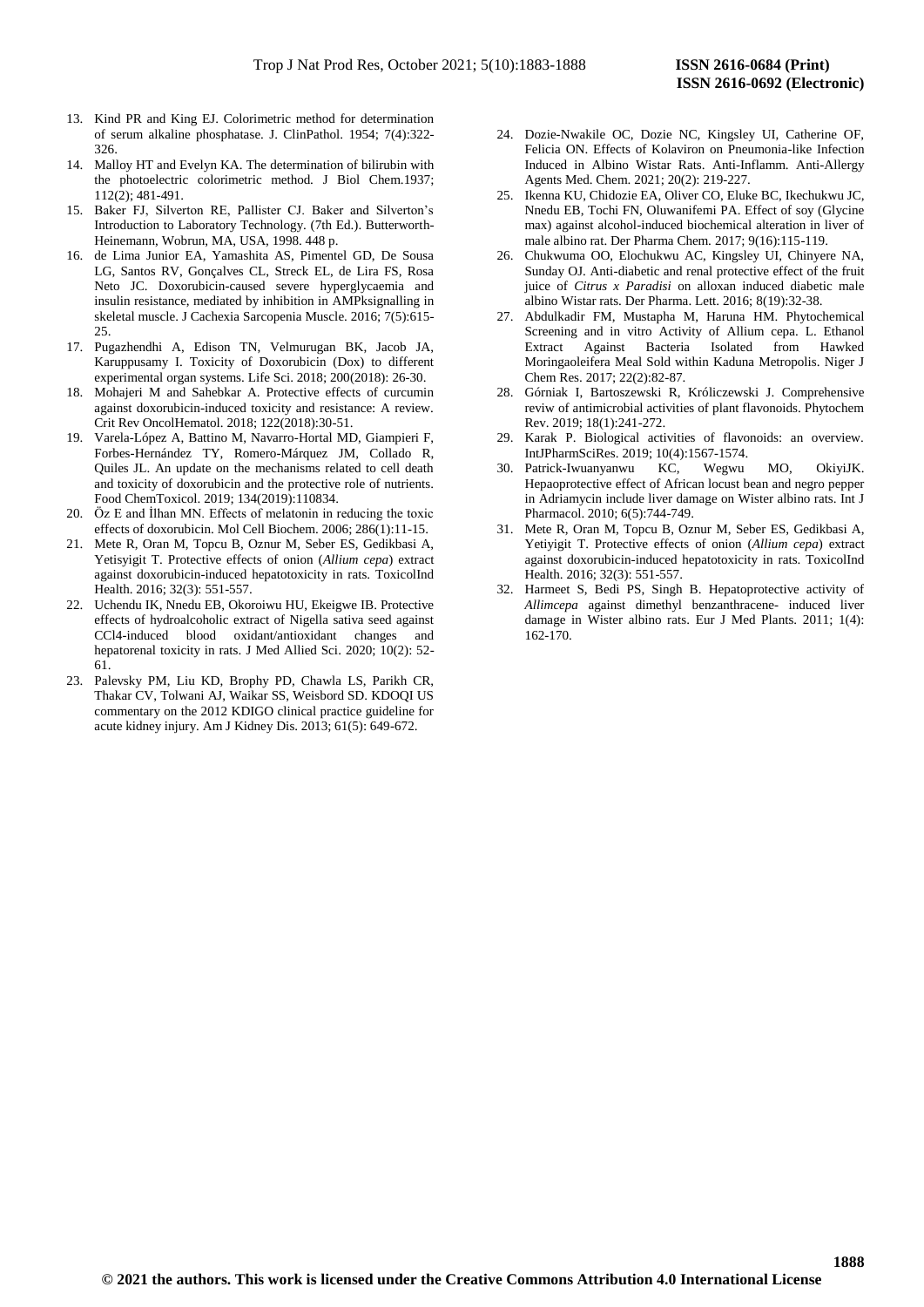13. Kind PR and King EJ. Colorimetric method for determination of serum alkaline phosphatase. J. ClinPathol. 1954; 7(4):322-326.
14. Malloy HT and Evelyn KA. The determination of bilirubin with the photoelectric colorimetric method. J Biol Chem.1937; 112(2); 481-491.
15. Baker FJ, Silverton RE, Pallister CJ. Baker and Silverton's Introduction to Laboratory Technology. (7th Ed.). Butterworth-Heinemann, Wobrun, MA, USA, 1998. 448 p.
16. de Lima Junior EA, Yamashita AS, Pimentel GD, De Sousa LG, Santos RV, Gonçalves CL, Streck EL, de Lira FS, Rosa Neto JC. Doxorubicin-caused severe hyperglycaemia and insulin resistance, mediated by inhibition in AMPksignalling in skeletal muscle. J Cachexia Sarcopenia Muscle. 2016; 7(5):615-25.
17. Pugazhendhi A, Edison TN, Velmurugan BK, Jacob JA, Karuppusamy I. Toxicity of Doxorubicin (Dox) to different experimental organ systems. Life Sci. 2018; 200(2018): 26-30.
18. Mohajeri M and Sahebkar A. Protective effects of curcumin against doxorubicin-induced toxicity and resistance: A review. Crit Rev OncolHematol. 2018; 122(2018):30-51.
19. Varela-López A, Battino M, Navarro-Hortal MD, Giampieri F, Forbes-Hernández TY, Romero-Márquez JM, Collado R, Quiles JL. An update on the mechanisms related to cell death and toxicity of doxorubicin and the protective role of nutrients. Food ChemToxicol. 2019; 134(2019):110834.
20. Öz E and İlhan MN. Effects of melatonin in reducing the toxic effects of doxorubicin. Mol Cell Biochem. 2006; 286(1):11-15.
21. Mete R, Oran M, Topcu B, Oznur M, Seber ES, Gedikbasi A, Yetisyigit T. Protective effects of onion (*Allium cepa*) extract against doxorubicin-induced hepatotoxicity in rats. ToxicolInd Health. 2016; 32(3): 551-557.
22. Uchendu IK, Nnedu EB, Okoroiwu HU, Ekeigwe IB. Protective effects of hydroalcoholic extract of Nigella sativa seed against CCl4-induced blood oxidant/antioxidant changes and hepatorenal toxicity in rats. J Med Allied Sci. 2020; 10(2): 52-61.
23. Palevsky PM, Liu KD, Brophy PD, Chawla LS, Parikh CR, Thakar CV, Tolwani AJ, Waikar SS, Weisbord SD. KDOQI US commentary on the 2012 KDIGO clinical practice guideline for acute kidney injury. Am J Kidney Dis. 2013; 61(5): 649-672.
24. Dozie-Nwakile OC, Dozie NC, Kingsley UI, Catherine OF, Felicia ON. Effects of Kolaviron on Pneumonia-like Infection Induced in Albino Wistar Rats. Anti-Inflamm. Anti-Allergy Agents Med. Chem. 2021; 20(2): 219-227.
25. Ikenna KU, Chidozie EA, Oliver CO, Eluke BC, Ikechukwu JC, Nnedu EB, Tochi FN, Oluwanifemi PA. Effect of soy (Glycine max) against alcohol-induced biochemical alteration in liver of male albino rat. Der Pharma Chem. 2017; 9(16):115-119.
26. Chukwuma OO, Elochukwu AC, Kingsley UI, Chinyere NA, Sunday OJ. Anti-diabetic and renal protective effect of the fruit juice of *Citrus x Paradisi* on alloxan induced diabetic male albino Wistar rats. Der Pharma. Lett. 2016; 8(19):32-38.
27. Abdulkadir FM, Mustapha M, Haruna HM. Phytochemical Screening and in vitro Activity of Allium cepa. L. Ethanol Extract Against Bacteria Isolated from Hawked Moringaoleifera Meal Sold within Kaduna Metropolis. Niger J Chem Res. 2017; 22(2):82-87.
28. Górniak I, Bartoszewski R, Króliczewski J. Comprehensive reviw of antimicrobial activities of plant flavonoids. Phytochem Rev. 2019; 18(1):241-272.
29. Karak P. Biological activities of flavonoids: an overview. IntJPharmSciRes. 2019; 10(4):1567-1574.
30. Patrick-Iwuanyanwu KC, Wegwu MO, OkiyiJK. Hepaoprotective effect of African locust bean and negro pepper in Adriamycin include liver damage on Wister albino rats. Int J Pharmacol. 2010; 6(5):744-749.
31. Mete R, Oran M, Topcu B, Oznur M, Seber ES, Gedikbasi A, Yetiyigit T. Protective effects of onion (*Allium cepa*) extract against doxorubicin-induced hepatotoxicity in rats. ToxicolInd Health. 2016; 32(3): 551-557.
32. Harmeet S, Bedi PS, Singh B. Hepatoprotective activity of *Allimcepa* against dimethyl benzanthracene- induced liver damage in Wister albino rats. Eur J Med Plants. 2011; 1(4): 162-170.

**© 2021 the authors. This work is licensed under the Creative Commons Attribution 4.0 International License**